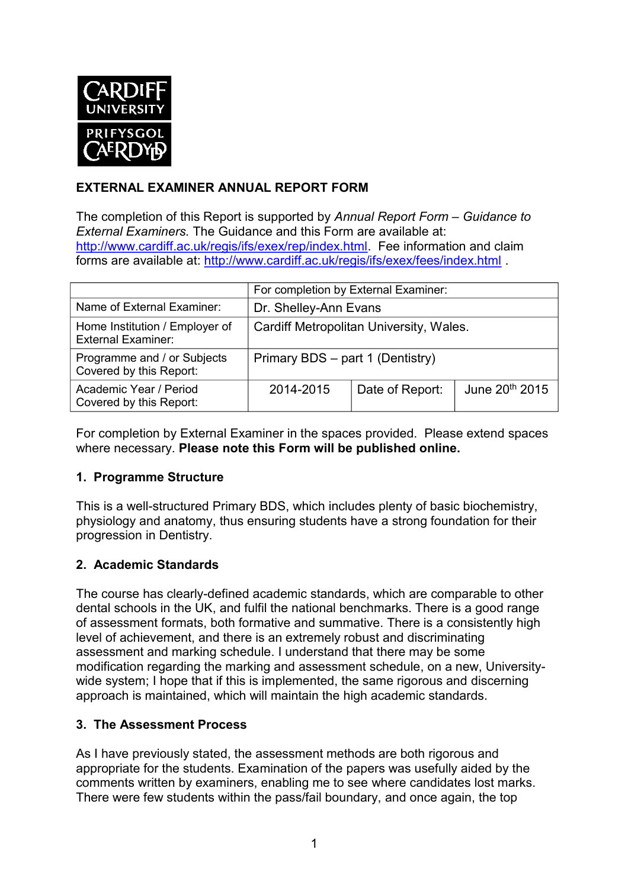# EXTERNAL EXAMINER ANNUAL REPORT FORM

The completion of this Report is supported by *Annual Report Form – Guidance to External Examiners*. The Guidance and this Form are available at: http://www.cardiff.ac.uk/regis/ifs/exex/rep/index.html. Fee information and claim forms are available at: http://www.cardiff.ac.uk/regis/ifs/exex/fees/index.html .

| | For completion by External Examiner: | | |
|---|---|---|---|
| Name of External Examiner: | Dr. Shelley-Ann Evans | | |
| Home Institution / Employer of External Examiner: | Cardiff Metropolitan University, Wales. | | |
| Programme and / or Subjects Covered by this Report: | Primary BDS – part 1 (Dentistry) | | |
| Academic Year / Period Covered by this Report: | 2014-2015 | Date of Report: | June 20th 2015 |

For completion by External Examiner in the spaces provided. Please extend spaces where necessary. **Please note this Form will be published online.**

## 1. Programme Structure

This is a well-structured Primary BDS, which includes plenty of basic biochemistry, physiology and anatomy, thus ensuring students have a strong foundation for their progression in Dentistry.

## 2. Academic Standards

The course has clearly-defined academic standards, which are comparable to other dental schools in the UK, and fulfil the national benchmarks. There is a good range of assessment formats, both formative and summative. There is a consistently high level of achievement, and there is an extremely robust and discriminating assessment and marking schedule. I understand that there may be some modification regarding the marking and assessment schedule, on a new, University-wide system; I hope that if this is implemented, the same rigorous and discerning approach is maintained, which will maintain the high academic standards.

## 3. The Assessment Process

As I have previously stated, the assessment methods are both rigorous and appropriate for the students. Examination of the papers was usefully aided by the comments written by examiners, enabling me to see where candidates lost marks. There were few students within the pass/fail boundary, and once again, the top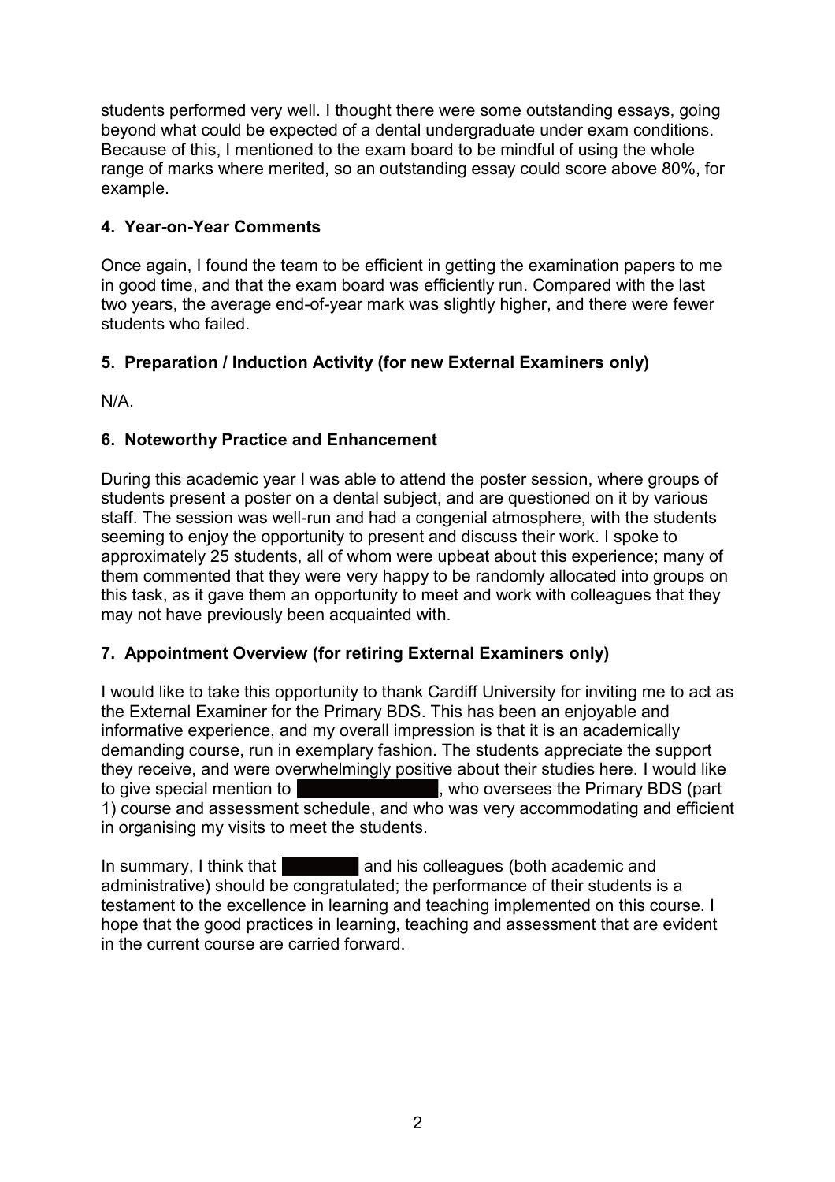students performed very well. I thought there were some outstanding essays, going beyond what could be expected of a dental undergraduate under exam conditions. Because of this, I mentioned to the exam board to be mindful of using the whole range of marks where merited, so an outstanding essay could score above 80%, for example.

### 4. Year-on-Year Comments

Once again, I found the team to be efficient in getting the examination papers to me in good time, and that the exam board was efficiently run. Compared with the last two years, the average end-of-year mark was slightly higher, and there were fewer students who failed.

### 5. Preparation / Induction Activity (for new External Examiners only)

N/A.

### 6. Noteworthy Practice and Enhancement

During this academic year I was able to attend the poster session, where groups of students present a poster on a dental subject, and are questioned on it by various staff. The session was well-run and had a congenial atmosphere, with the students seeming to enjoy the opportunity to present and discuss their work. I spoke to approximately 25 students, all of whom were upbeat about this experience; many of them commented that they were very happy to be randomly allocated into groups on this task, as it gave them an opportunity to meet and work with colleagues that they may not have previously been acquainted with.

### 7. Appointment Overview (for retiring External Examiners only)

I would like to take this opportunity to thank Cardiff University for inviting me to act as the External Examiner for the Primary BDS. This has been an enjoyable and informative experience, and my overall impression is that it is an academically demanding course, run in exemplary fashion. The students appreciate the support they receive, and were overwhelmingly positive about their studies here. I would like to give special mention to [REDACTED], who oversees the Primary BDS (part 1) course and assessment schedule, and who was very accommodating and efficient in organising my visits to meet the students.

In summary, I think that [REDACTED] and his colleagues (both academic and administrative) should be congratulated; the performance of their students is a testament to the excellence in learning and teaching implemented on this course. I hope that the good practices in learning, teaching and assessment that are evident in the current course are carried forward.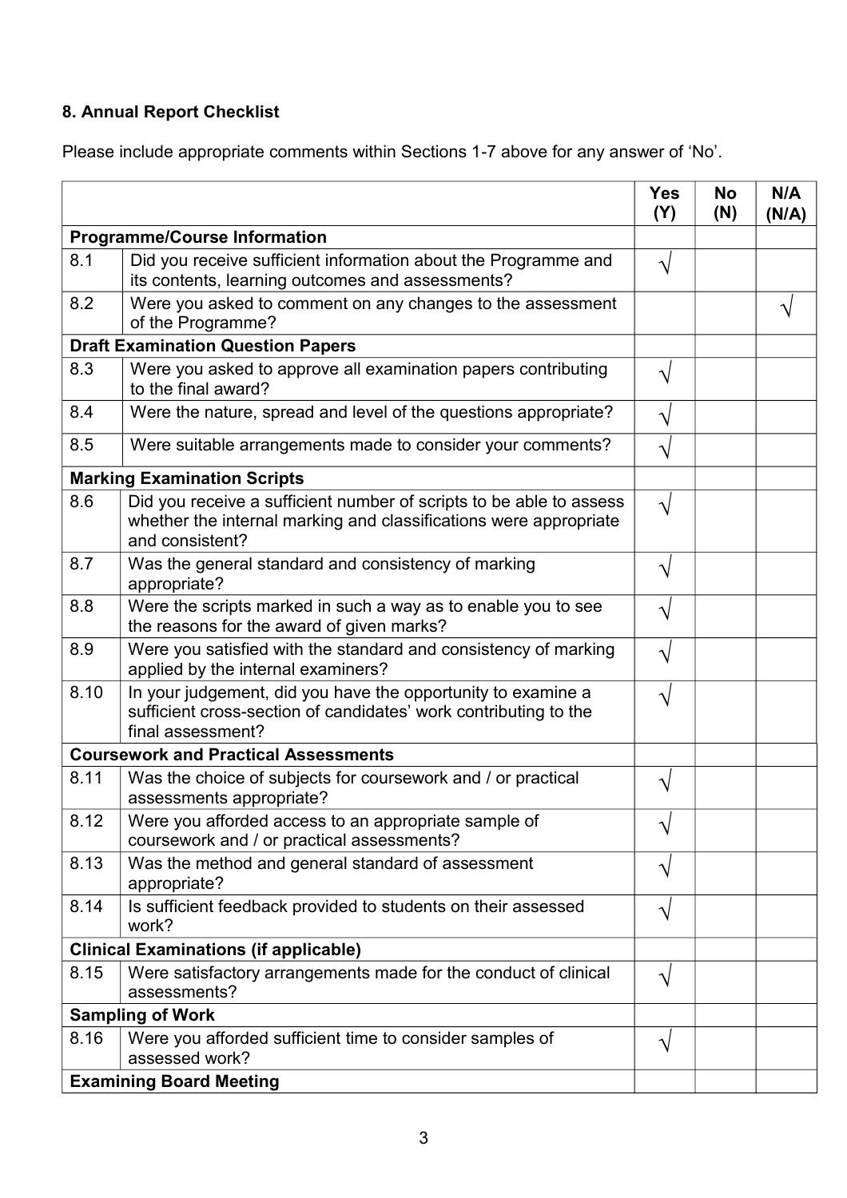## 8. Annual Report Checklist

Please include appropriate comments within Sections 1-7 above for any answer of 'No'.

| | | Yes (Y) | No (N) | N/A (N/A) |
|---|---|---|---|---|
| **Programme/Course Information** | | | | |
| 8.1 | Did you receive sufficient information about the Programme and its contents, learning outcomes and assessments? | √ | | |
| 8.2 | Were you asked to comment on any changes to the assessment of the Programme? | | | √ |
| **Draft Examination Question Papers** | | | | |
| 8.3 | Were you asked to approve all examination papers contributing to the final award? | √ | | |
| 8.4 | Were the nature, spread and level of the questions appropriate? | √ | | |
| 8.5 | Were suitable arrangements made to consider your comments? | √ | | |
| **Marking Examination Scripts** | | | | |
| 8.6 | Did you receive a sufficient number of scripts to be able to assess whether the internal marking and classifications were appropriate and consistent? | √ | | |
| 8.7 | Was the general standard and consistency of marking appropriate? | √ | | |
| 8.8 | Were the scripts marked in such a way as to enable you to see the reasons for the award of given marks? | √ | | |
| 8.9 | Were you satisfied with the standard and consistency of marking applied by the internal examiners? | √ | | |
| 8.10 | In your judgement, did you have the opportunity to examine a sufficient cross-section of candidates' work contributing to the final assessment? | √ | | |
| **Coursework and Practical Assessments** | | | | |
| 8.11 | Was the choice of subjects for coursework and / or practical assessments appropriate? | √ | | |
| 8.12 | Were you afforded access to an appropriate sample of coursework and / or practical assessments? | √ | | |
| 8.13 | Was the method and general standard of assessment appropriate? | √ | | |
| 8.14 | Is sufficient feedback provided to students on their assessed work? | √ | | |
| **Clinical Examinations (if applicable)** | | | | |
| 8.15 | Were satisfactory arrangements made for the conduct of clinical assessments? | √ | | |
| **Sampling of Work** | | | | |
| 8.16 | Were you afforded sufficient time to consider samples of assessed work? | √ | | |
| **Examining Board Meeting** | | | | |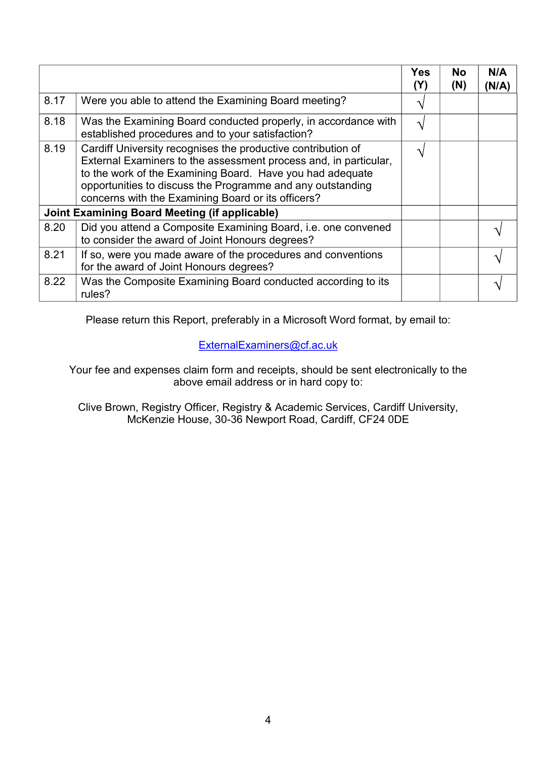| | | Yes (Y) | No (N) | N/A (N/A) |
|---|---|---|---|---|
| 8.17 | Were you able to attend the Examining Board meeting? | √ | | |
| 8.18 | Was the Examining Board conducted properly, in accordance with established procedures and to your satisfaction? | √ | | |
| 8.19 | Cardiff University recognises the productive contribution of External Examiners to the assessment process and, in particular, to the work of the Examining Board. Have you had adequate opportunities to discuss the Programme and any outstanding concerns with the Examining Board or its officers? | √ | | |
| **Joint Examining Board Meeting (if applicable)** | | | | |
| 8.20 | Did you attend a Composite Examining Board, i.e. one convened to consider the award of Joint Honours degrees? | | | √ |
| 8.21 | If so, were you made aware of the procedures and conventions for the award of Joint Honours degrees? | | | √ |
| 8.22 | Was the Composite Examining Board conducted according to its rules? | | | √ |

Please return this Report, preferably in a Microsoft Word format, by email to:

ExternalExaminers@cf.ac.uk

Your fee and expenses claim form and receipts, should be sent electronically to the above email address or in hard copy to:

Clive Brown, Registry Officer, Registry & Academic Services, Cardiff University, McKenzie House, 30-36 Newport Road, Cardiff, CF24 0DE